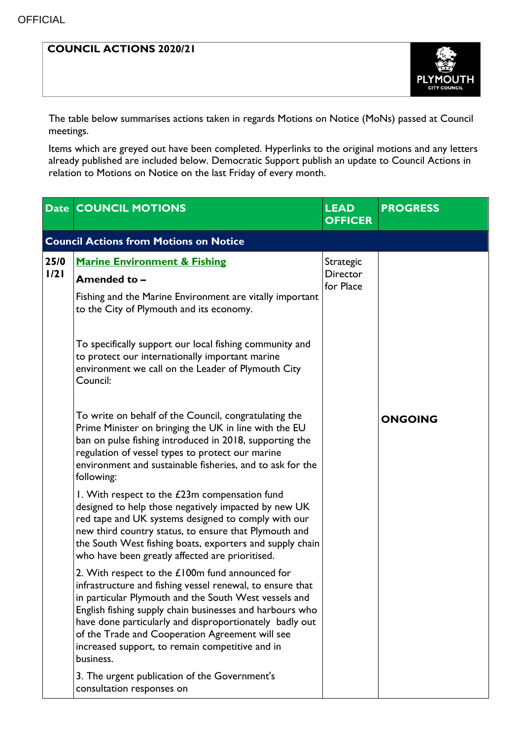OFFICIAL

# COUNCIL ACTIONS 2020/21

The table below summarises actions taken in regards Motions on Notice (MoNs) passed at Council meetings.

Items which are greyed out have been completed. Hyperlinks to the original motions and any letters already published are included below. Democratic Support publish an update to Council Actions in relation to Motions on Notice on the last Friday of every month.

| Date | COUNCIL MOTIONS | LEAD OFFICER | PROGRESS |
|---|---|---|---|
| **Council Actions from Motions on Notice** | | | |
| 25/01/21 | **Marine Environment & Fishing**<br><br>**Amended to –**<br><br>Fishing and the Marine Environment are vitally important to the City of Plymouth and its economy.<br><br>To specifically support our local fishing community and to protect our internationally important marine environment we call on the Leader of Plymouth City Council:<br><br>To write on behalf of the Council, congratulating the Prime Minister on bringing the UK in line with the EU ban on pulse fishing introduced in 2018, supporting the regulation of vessel types to protect our marine environment and sustainable fisheries, and to ask for the following:<br><br>1. With respect to the £23m compensation fund designed to help those negatively impacted by new UK red tape and UK systems designed to comply with our new third country status, to ensure that Plymouth and the South West fishing boats, exporters and supply chain who have been greatly affected are prioritised.<br><br>2. With respect to the £100m fund announced for infrastructure and fishing vessel renewal, to ensure that in particular Plymouth and the South West vessels and English fishing supply chain businesses and harbours who have done particularly and disproportionately badly out of the Trade and Cooperation Agreement will see increased support, to remain competitive and in business.<br><br>3. The urgent publication of the Government's consultation responses on | Strategic Director for Place | **ONGOING** |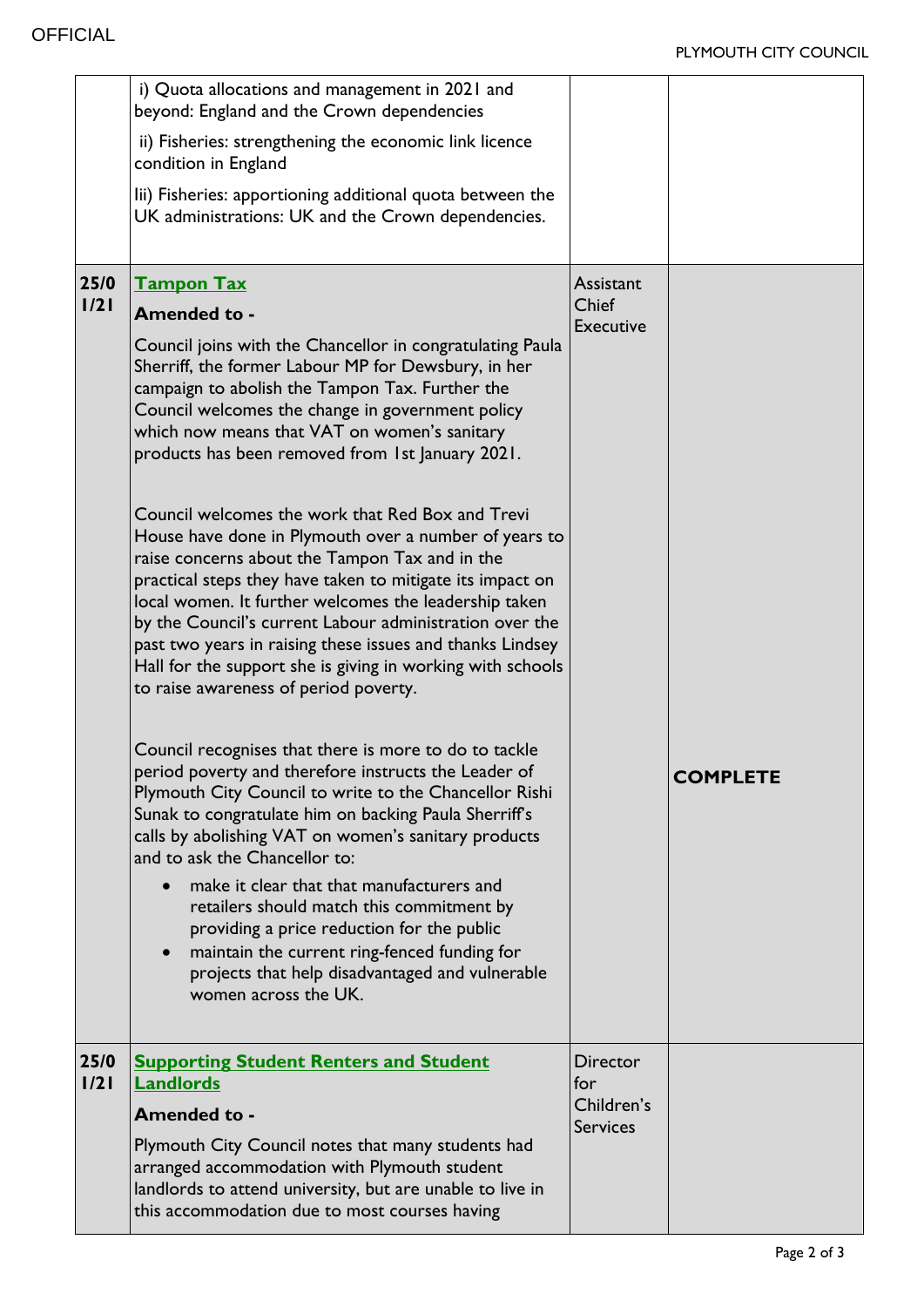| | | | |
|---|---|---|---|
| | i) Quota allocations and management in 2021 and beyond: England and the Crown dependencies<br><br>ii) Fisheries: strengthening the economic link licence condition in England<br><br>Iii) Fisheries: apportioning additional quota between the UK administrations: UK and the Crown dependencies. | | |
| 25/01/21 | **Tampon Tax**<br><br>**Amended to -**<br><br>Council joins with the Chancellor in congratulating Paula Sherriff, the former Labour MP for Dewsbury, in her campaign to abolish the Tampon Tax. Further the Council welcomes the change in government policy which now means that VAT on women's sanitary products has been removed from 1st January 2021.<br><br>Council welcomes the work that Red Box and Trevi House have done in Plymouth over a number of years to raise concerns about the Tampon Tax and in the practical steps they have taken to mitigate its impact on local women. It further welcomes the leadership taken by the Council's current Labour administration over the past two years in raising these issues and thanks Lindsey Hall for the support she is giving in working with schools to raise awareness of period poverty.<br><br>Council recognises that there is more to do to tackle period poverty and therefore instructs the Leader of Plymouth City Council to write to the Chancellor Rishi Sunak to congratulate him on backing Paula Sherriff's calls by abolishing VAT on women's sanitary products and to ask the Chancellor to:<br><br>• make it clear that that manufacturers and retailers should match this commitment by providing a price reduction for the public<br>• maintain the current ring-fenced funding for projects that help disadvantaged and vulnerable women across the UK. | Assistant Chief Executive | **COMPLETE** |
| 25/01/21 | **Supporting Student Renters and Student Landlords**<br><br>**Amended to -**<br><br>Plymouth City Council notes that many students had arranged accommodation with Plymouth student landlords to attend university, but are unable to live in this accommodation due to most courses having | Director for Children's Services | |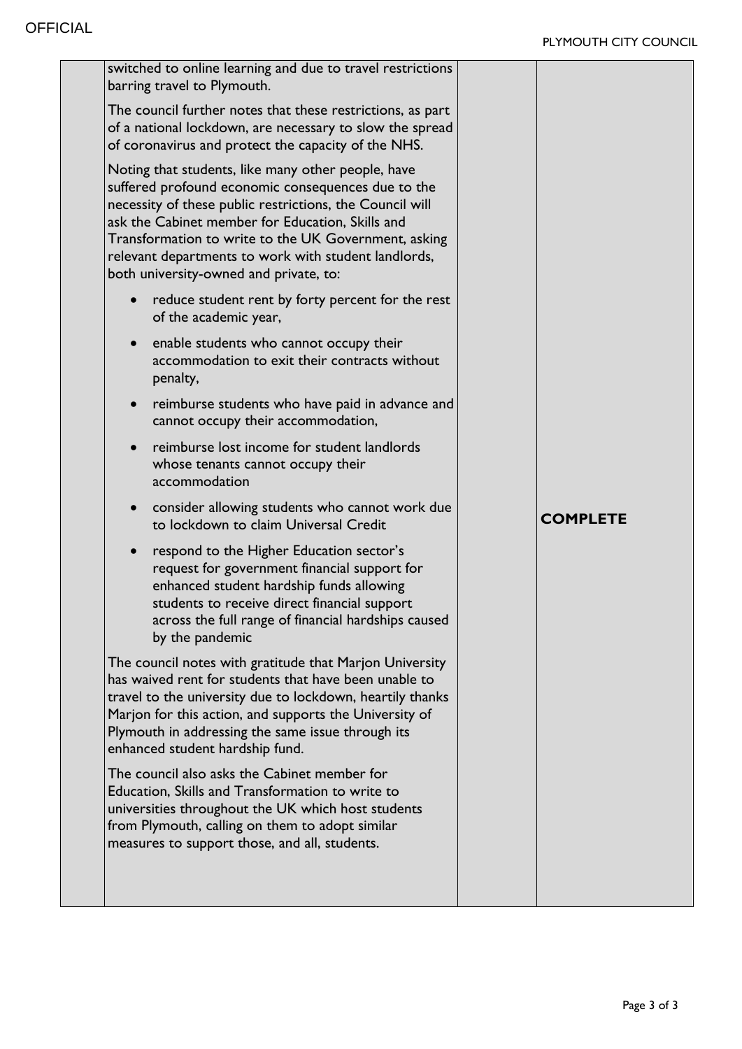| | | | |
|---|---|---|---|
| | switched to online learning and due to travel restrictions barring travel to Plymouth.<br><br>The council further notes that these restrictions, as part of a national lockdown, are necessary to slow the spread of coronavirus and protect the capacity of the NHS.<br><br>Noting that students, like many other people, have suffered profound economic consequences due to the necessity of these public restrictions, the Council will ask the Cabinet member for Education, Skills and Transformation to write to the UK Government, asking relevant departments to work with student landlords, both university-owned and private, to:<br><br>• reduce student rent by forty percent for the rest of the academic year,<br>• enable students who cannot occupy their accommodation to exit their contracts without penalty,<br>• reimburse students who have paid in advance and cannot occupy their accommodation,<br>• reimburse lost income for student landlords whose tenants cannot occupy their accommodation<br>• consider allowing students who cannot work due to lockdown to claim Universal Credit<br>• respond to the Higher Education sector's request for government financial support for enhanced student hardship funds allowing students to receive direct financial support across the full range of financial hardships caused by the pandemic<br><br>The council notes with gratitude that Marjon University has waived rent for students that have been unable to travel to the university due to lockdown, heartily thanks Marjon for this action, and supports the University of Plymouth in addressing the same issue through its enhanced student hardship fund.<br><br>The council also asks the Cabinet member for Education, Skills and Transformation to write to universities throughout the UK which host students from Plymouth, calling on them to adopt similar measures to support those, and all, students. | | **COMPLETE** |